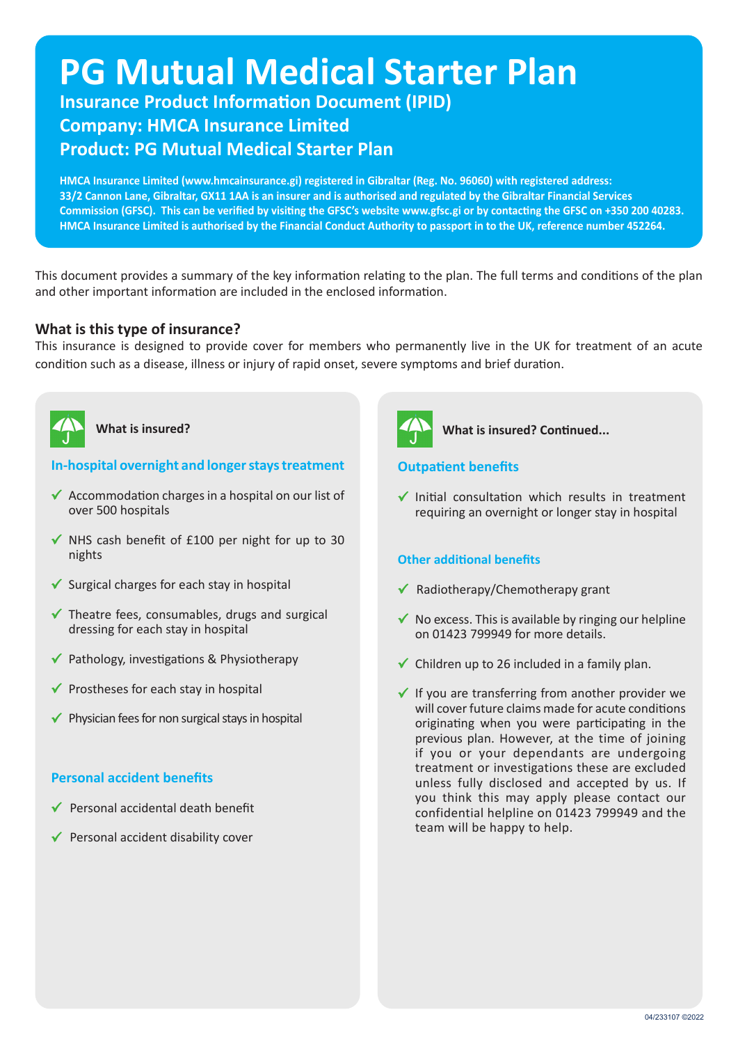# PG Mutual Medical Starter Plan

## Insurance Product Information Document (IPID)

## Company: HMCA Insurance Limited

## Product: PG Mutual Medical Starter Plan

**HMCA Insurance Limited (www.hmcainsurance.gi) registered in Gibraltar (Reg. No. 96060) with registered address: 33/2 Cannon Lane, Gibraltar, GX11 1AA is an insurer and is authorised and regulated by the Gibraltar Financial Services Commission (GFSC). This can be verified by visiting the GFSC's website www.gfsc.gi or by contacting the GFSC on +350 200 40283. HMCA Insurance Limited is authorised by the Financial Conduct Authority to passport in to the UK, reference number 452264.**

This document provides a summary of the key information relating to the plan. The full terms and conditions of the plan and other important information are included in the enclosed information.

### What is this type of insurance?

This insurance is designed to provide cover for members who permanently live in the UK for treatment of an acute condition such as a disease, illness or injury of rapid onset, severe symptoms and brief duration.

### What is insured?

#### In-hospital overnight and longer stays treatment

- ✓ Accommodation charges in a hospital on our list of over 500 hospitals
- ✓ NHS cash benefit of £100 per night for up to 30 nights
- ✓ Surgical charges for each stay in hospital
- ✓ Theatre fees, consumables, drugs and surgical dressing for each stay in hospital
- ✓ Pathology, investigations & Physiotherapy
- ✓ Prostheses for each stay in hospital
- ✓ Physician fees for non surgical stays in hospital

#### Personal accident benefits

- ✓ Personal accidental death benefit
- ✓ Personal accident disability cover

### What is insured? Continued...

#### Outpatient benefits

- ✓ Initial consultation which results in treatment requiring an overnight or longer stay in hospital

#### Other additional benefits

- ✓ Radiotherapy/Chemotherapy grant
- ✓ No excess. This is available by ringing our helpline on 01423 799949 for more details.
- ✓ Children up to 26 included in a family plan.
- ✓ If you are transferring from another provider we will cover future claims made for acute conditions originating when you were participating in the previous plan. However, at the time of joining if you or your dependants are undergoing treatment or investigations these are excluded unless fully disclosed and accepted by us. If you think this may apply please contact our confidential helpline on 01423 799949 and the team will be happy to help.

04/233107 ©2022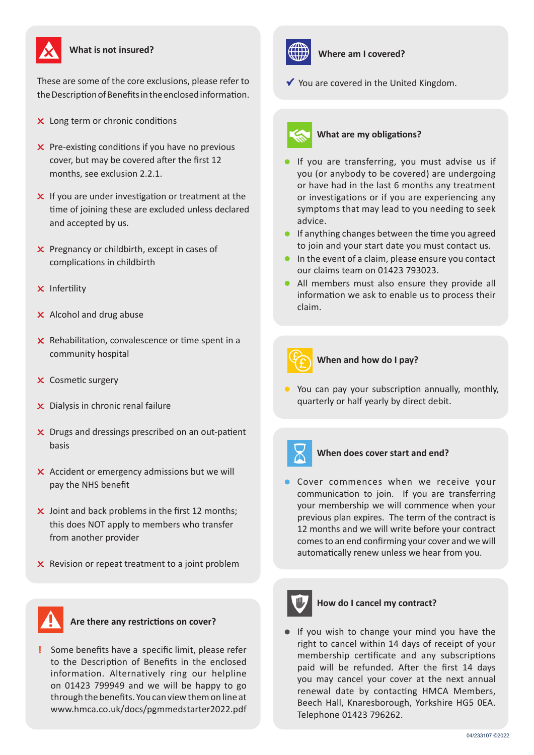## What is not insured?

These are some of the core exclusions, please refer to the Description of Benefits in the enclosed information.

- ✗ Long term or chronic conditions
- ✗ Pre-existing conditions if you have no previous cover, but may be covered after the first 12 months, see exclusion 2.2.1.
- ✗ If you are under investigation or treatment at the time of joining these are excluded unless declared and accepted by us.
- ✗ Pregnancy or childbirth, except in cases of complications in childbirth
- ✗ Infertility
- ✗ Alcohol and drug abuse
- ✗ Rehabilitation, convalescence or time spent in a community hospital
- ✗ Cosmetic surgery
- ✗ Dialysis in chronic renal failure
- ✗ Drugs and dressings prescribed on an out-patient basis
- ✗ Accident or emergency admissions but we will pay the NHS benefit
- ✗ Joint and back problems in the first 12 months; this does NOT apply to members who transfer from another provider
- ✗ Revision or repeat treatment to a joint problem

## Are there any restrictions on cover?

! Some benefits have a specific limit, please refer to the Description of Benefits in the enclosed information. Alternatively ring our helpline on 01423 799949 and we will be happy to go through the benefits. You can view them on line at www.hmca.co.uk/docs/pgmmedstarter2022.pdf

## Where am I covered?

✔ You are covered in the United Kingdom.

## What are my obligations?

- If you are transferring, you must advise us if you (or anybody to be covered) are undergoing or have had in the last 6 months any treatment or investigations or if you are experiencing any symptoms that may lead to you needing to seek advice.
- If anything changes between the time you agreed to join and your start date you must contact us.
- In the event of a claim, please ensure you contact our claims team on 01423 793023.
- All members must also ensure they provide all information we ask to enable us to process their claim.

## When and how do I pay?

- You can pay your subscription annually, monthly, quarterly or half yearly by direct debit.

## When does cover start and end?

- Cover commences when we receive your communication to join. If you are transferring your membership we will commence when your previous plan expires. The term of the contract is 12 months and we will write before your contract comes to an end confirming your cover and we will automatically renew unless we hear from you.

## How do I cancel my contract?

- If you wish to change your mind you have the right to cancel within 14 days of receipt of your membership certificate and any subscriptions paid will be refunded. After the first 14 days you may cancel your cover at the next annual renewal date by contacting HMCA Members, Beech Hall, Knaresborough, Yorkshire HG5 0EA. Telephone 01423 796262.

04/233107 ©2022